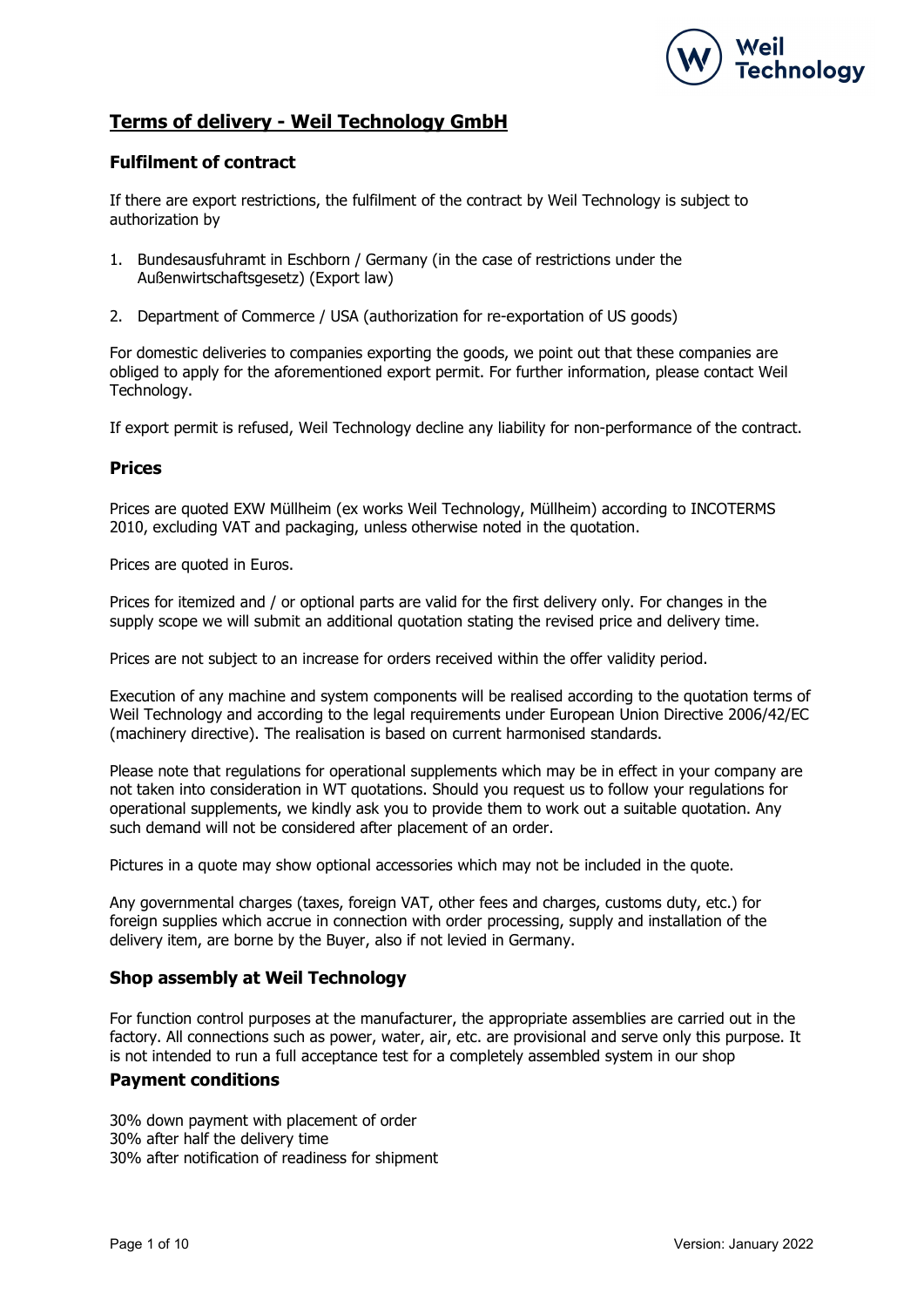# Terms of delivery - Weil Technology GmbH

## Fulfilment of contract

If there are export restrictions, the fulfilment of the contract by Weil Technology is subject to authorization by

1. Bundesausfuhramt in Eschborn / Germany (in the case of restrictions under the Außenwirtschaftsgesetz) (Export law)
2. Department of Commerce / USA (authorization for re-exportation of US goods)

For domestic deliveries to companies exporting the goods, we point out that these companies are obliged to apply for the aforementioned export permit. For further information, please contact Weil Technology.

If export permit is refused, Weil Technology decline any liability for non-performance of the contract.

## Prices

Prices are quoted EXW Müllheim (ex works Weil Technology, Müllheim) according to INCOTERMS 2010, excluding VAT and packaging, unless otherwise noted in the quotation.

Prices are quoted in Euros.

Prices for itemized and / or optional parts are valid for the first delivery only. For changes in the supply scope we will submit an additional quotation stating the revised price and delivery time.

Prices are not subject to an increase for orders received within the offer validity period.

Execution of any machine and system components will be realised according to the quotation terms of Weil Technology and according to the legal requirements under European Union Directive 2006/42/EC (machinery directive). The realisation is based on current harmonised standards.

Please note that regulations for operational supplements which may be in effect in your company are not taken into consideration in WT quotations. Should you request us to follow your regulations for operational supplements, we kindly ask you to provide them to work out a suitable quotation. Any such demand will not be considered after placement of an order.

Pictures in a quote may show optional accessories which may not be included in the quote.

Any governmental charges (taxes, foreign VAT, other fees and charges, customs duty, etc.) for foreign supplies which accrue in connection with order processing, supply and installation of the delivery item, are borne by the Buyer, also if not levied in Germany.

## Shop assembly at Weil Technology

For function control purposes at the manufacturer, the appropriate assemblies are carried out in the factory. All connections such as power, water, air, etc. are provisional and serve only this purpose. It is not intended to run a full acceptance test for a completely assembled system in our shop

## Payment conditions

30% down payment with placement of order
30% after half the delivery time
30% after notification of readiness for shipment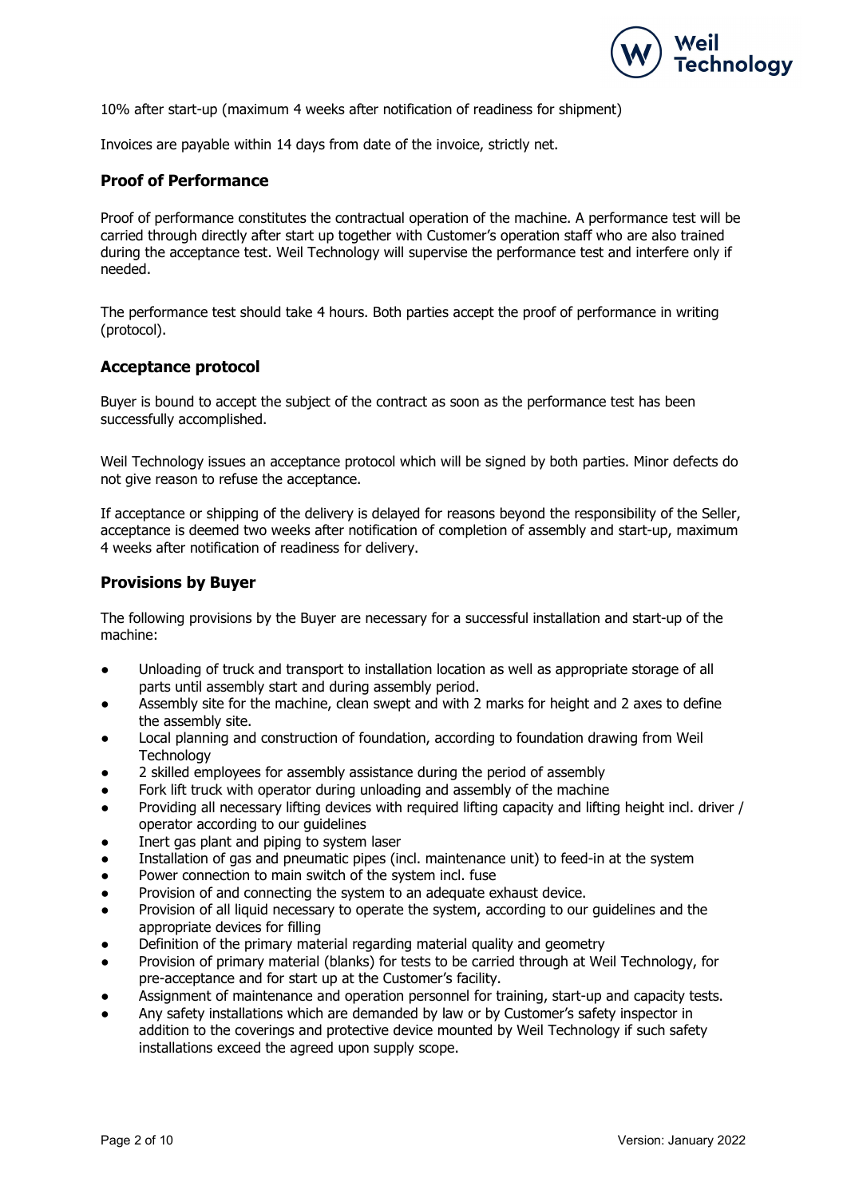10% after start-up (maximum 4 weeks after notification of readiness for shipment)

Invoices are payable within 14 days from date of the invoice, strictly net.

## Proof of Performance

Proof of performance constitutes the contractual operation of the machine. A performance test will be carried through directly after start up together with Customer's operation staff who are also trained during the acceptance test. Weil Technology will supervise the performance test and interfere only if needed.

The performance test should take 4 hours. Both parties accept the proof of performance in writing (protocol).

## Acceptance protocol

Buyer is bound to accept the subject of the contract as soon as the performance test has been successfully accomplished.

Weil Technology issues an acceptance protocol which will be signed by both parties. Minor defects do not give reason to refuse the acceptance.

If acceptance or shipping of the delivery is delayed for reasons beyond the responsibility of the Seller, acceptance is deemed two weeks after notification of completion of assembly and start-up, maximum 4 weeks after notification of readiness for delivery.

## Provisions by Buyer

The following provisions by the Buyer are necessary for a successful installation and start-up of the machine:

- Unloading of truck and transport to installation location as well as appropriate storage of all parts until assembly start and during assembly period.
- Assembly site for the machine, clean swept and with 2 marks for height and 2 axes to define the assembly site.
- Local planning and construction of foundation, according to foundation drawing from Weil Technology
- 2 skilled employees for assembly assistance during the period of assembly
- Fork lift truck with operator during unloading and assembly of the machine
- Providing all necessary lifting devices with required lifting capacity and lifting height incl. driver / operator according to our guidelines
- Inert gas plant and piping to system laser
- Installation of gas and pneumatic pipes (incl. maintenance unit) to feed-in at the system
- Power connection to main switch of the system incl. fuse
- Provision of and connecting the system to an adequate exhaust device.
- Provision of all liquid necessary to operate the system, according to our guidelines and the appropriate devices for filling
- Definition of the primary material regarding material quality and geometry
- Provision of primary material (blanks) for tests to be carried through at Weil Technology, for pre-acceptance and for start up at the Customer's facility.
- Assignment of maintenance and operation personnel for training, start-up and capacity tests.
- Any safety installations which are demanded by law or by Customer's safety inspector in addition to the coverings and protective device mounted by Weil Technology if such safety installations exceed the agreed upon supply scope.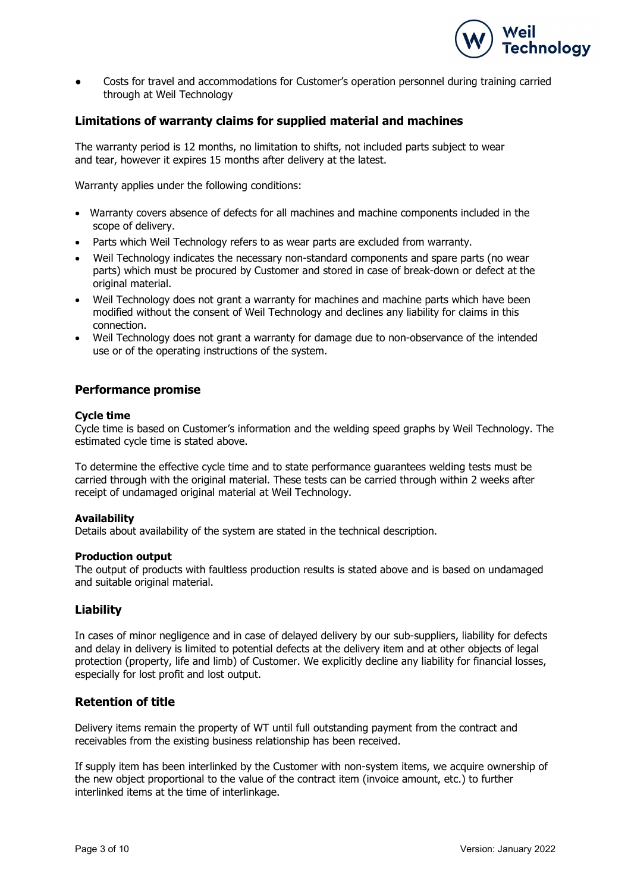- Costs for travel and accommodations for Customer's operation personnel during training carried through at Weil Technology

## Limitations of warranty claims for supplied material and machines

The warranty period is 12 months, no limitation to shifts, not included parts subject to wear and tear, however it expires 15 months after delivery at the latest.

Warranty applies under the following conditions:

- Warranty covers absence of defects for all machines and machine components included in the scope of delivery.
- Parts which Weil Technology refers to as wear parts are excluded from warranty.
- Weil Technology indicates the necessary non-standard components and spare parts (no wear parts) which must be procured by Customer and stored in case of break-down or defect at the original material.
- Weil Technology does not grant a warranty for machines and machine parts which have been modified without the consent of Weil Technology and declines any liability for claims in this connection.
- Weil Technology does not grant a warranty for damage due to non-observance of the intended use or of the operating instructions of the system.

## Performance promise

### Cycle time

Cycle time is based on Customer's information and the welding speed graphs by Weil Technology. The estimated cycle time is stated above.

To determine the effective cycle time and to state performance guarantees welding tests must be carried through with the original material. These tests can be carried through within 2 weeks after receipt of undamaged original material at Weil Technology.

### Availability

Details about availability of the system are stated in the technical description.

### Production output

The output of products with faultless production results is stated above and is based on undamaged and suitable original material.

## Liability

In cases of minor negligence and in case of delayed delivery by our sub-suppliers, liability for defects and delay in delivery is limited to potential defects at the delivery item and at other objects of legal protection (property, life and limb) of Customer. We explicitly decline any liability for financial losses, especially for lost profit and lost output.

## Retention of title

Delivery items remain the property of WT until full outstanding payment from the contract and receivables from the existing business relationship has been received.

If supply item has been interlinked by the Customer with non-system items, we acquire ownership of the new object proportional to the value of the contract item (invoice amount, etc.) to further interlinked items at the time of interlinkage.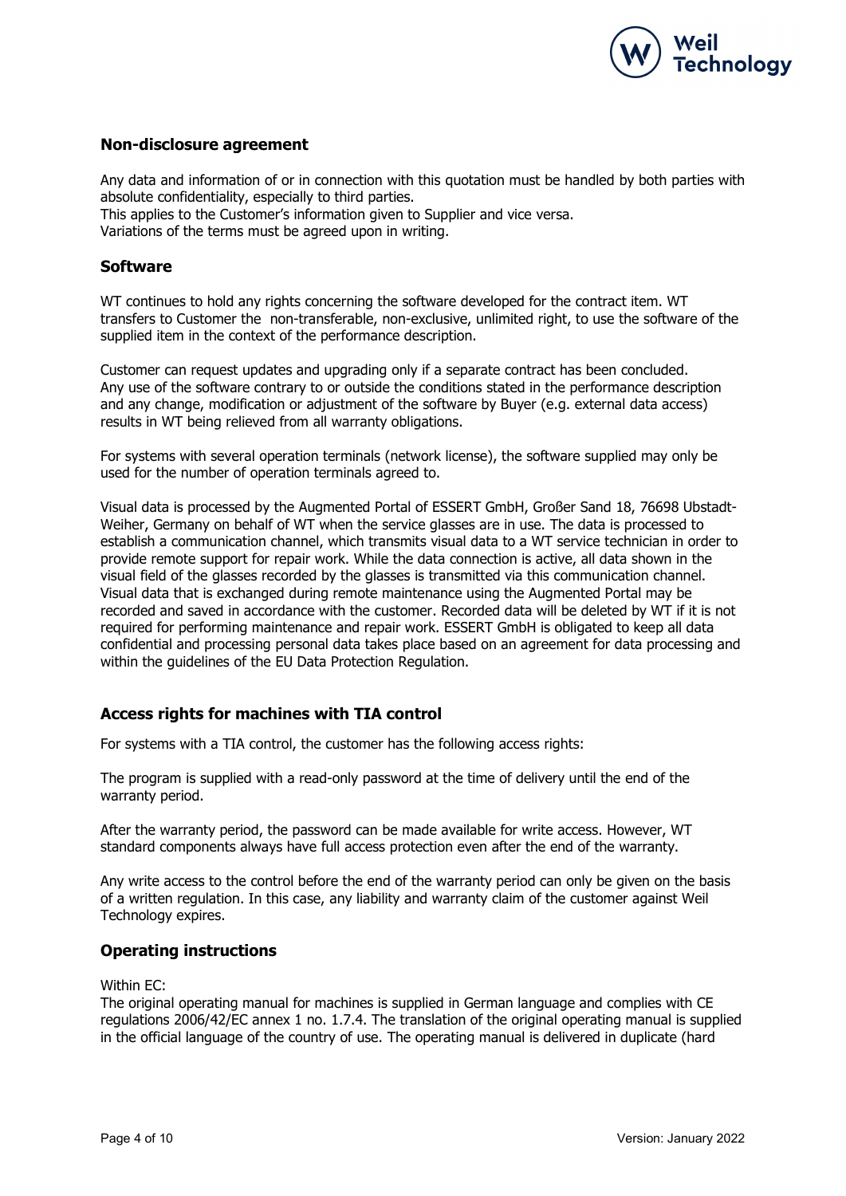## Non-disclosure agreement

Any data and information of or in connection with this quotation must be handled by both parties with absolute confidentiality, especially to third parties.
This applies to the Customer's information given to Supplier and vice versa.
Variations of the terms must be agreed upon in writing.

## Software

WT continues to hold any rights concerning the software developed for the contract item. WT transfers to Customer the non-transferable, non-exclusive, unlimited right, to use the software of the supplied item in the context of the performance description.

Customer can request updates and upgrading only if a separate contract has been concluded.
Any use of the software contrary to or outside the conditions stated in the performance description and any change, modification or adjustment of the software by Buyer (e.g. external data access) results in WT being relieved from all warranty obligations.

For systems with several operation terminals (network license), the software supplied may only be used for the number of operation terminals agreed to.

Visual data is processed by the Augmented Portal of ESSERT GmbH, Großer Sand 18, 76698 Ubstadt-Weiher, Germany on behalf of WT when the service glasses are in use. The data is processed to establish a communication channel, which transmits visual data to a WT service technician in order to provide remote support for repair work. While the data connection is active, all data shown in the visual field of the glasses recorded by the glasses is transmitted via this communication channel. Visual data that is exchanged during remote maintenance using the Augmented Portal may be recorded and saved in accordance with the customer. Recorded data will be deleted by WT if it is not required for performing maintenance and repair work. ESSERT GmbH is obligated to keep all data confidential and processing personal data takes place based on an agreement for data processing and within the guidelines of the EU Data Protection Regulation.

## Access rights for machines with TIA control

For systems with a TIA control, the customer has the following access rights:

The program is supplied with a read-only password at the time of delivery until the end of the warranty period.

After the warranty period, the password can be made available for write access. However, WT standard components always have full access protection even after the end of the warranty.

Any write access to the control before the end of the warranty period can only be given on the basis of a written regulation. In this case, any liability and warranty claim of the customer against Weil Technology expires.

## Operating instructions

Within EC:
The original operating manual for machines is supplied in German language and complies with CE regulations 2006/42/EC annex 1 no. 1.7.4. The translation of the original operating manual is supplied in the official language of the country of use. The operating manual is delivered in duplicate (hard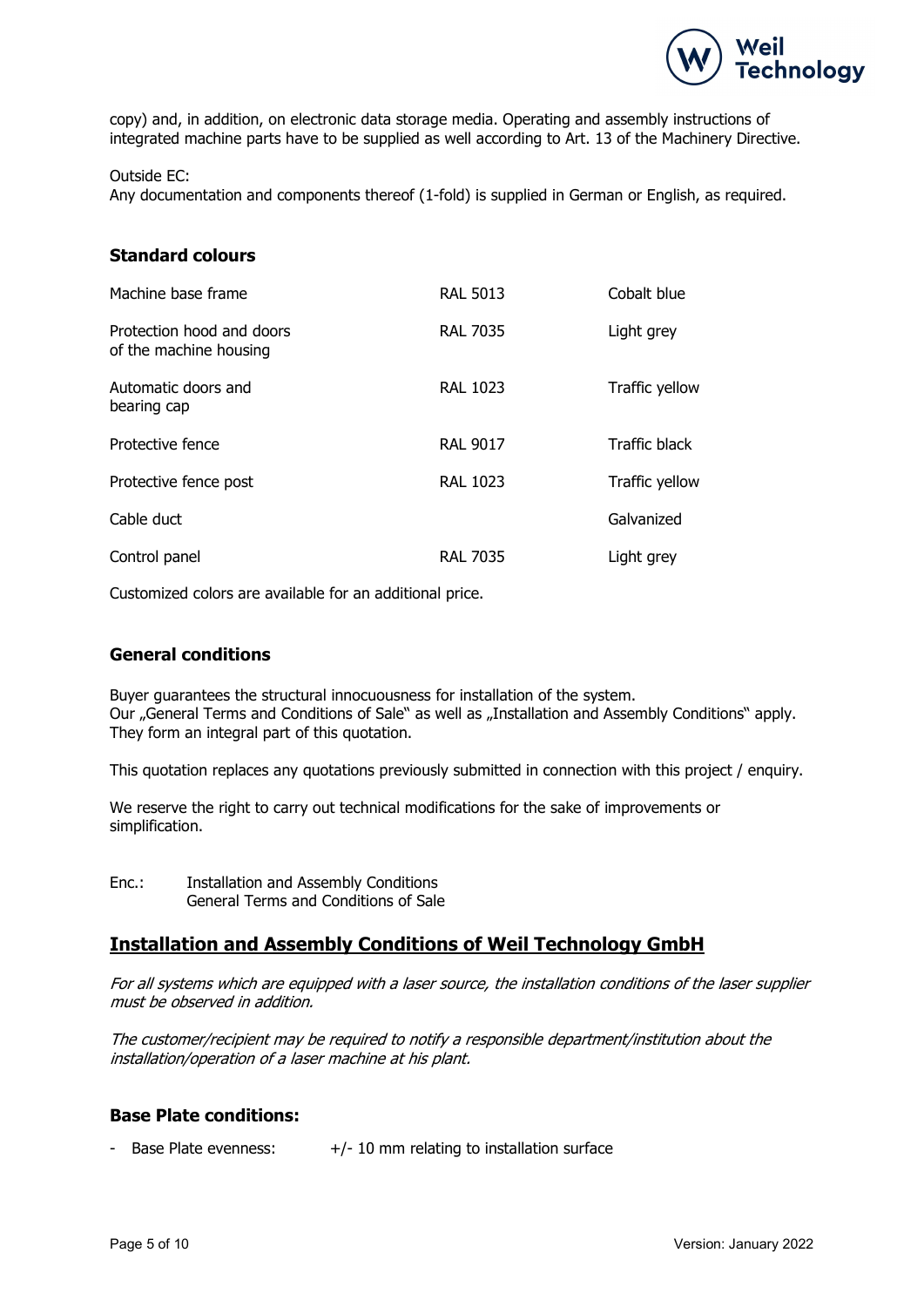copy) and, in addition, on electronic data storage media. Operating and assembly instructions of integrated machine parts have to be supplied as well according to Art. 13 of the Machinery Directive.

Outside EC:
Any documentation and components thereof (1-fold) is supplied in German or English, as required.

### Standard colours

| | | |
|---|---|---|
| Machine base frame | RAL 5013 | Cobalt blue |
| Protection hood and doors of the machine housing | RAL 7035 | Light grey |
| Automatic doors and bearing cap | RAL 1023 | Traffic yellow |
| Protective fence | RAL 9017 | Traffic black |
| Protective fence post | RAL 1023 | Traffic yellow |
| Cable duct | | Galvanized |
| Control panel | RAL 7035 | Light grey |

Customized colors are available for an additional price.

### General conditions

Buyer guarantees the structural innocuousness for installation of the system.
Our „General Terms and Conditions of Sale" as well as „Installation and Assembly Conditions" apply. They form an integral part of this quotation.

This quotation replaces any quotations previously submitted in connection with this project / enquiry.

We reserve the right to carry out technical modifications for the sake of improvements or simplification.

Enc.: Installation and Assembly Conditions
General Terms and Conditions of Sale

## Installation and Assembly Conditions of Weil Technology GmbH

*For all systems which are equipped with a laser source, the installation conditions of the laser supplier must be observed in addition.*

*The customer/recipient may be required to notify a responsible department/institution about the installation/operation of a laser machine at his plant.*

### Base Plate conditions:

- Base Plate evenness: +/- 10 mm relating to installation surface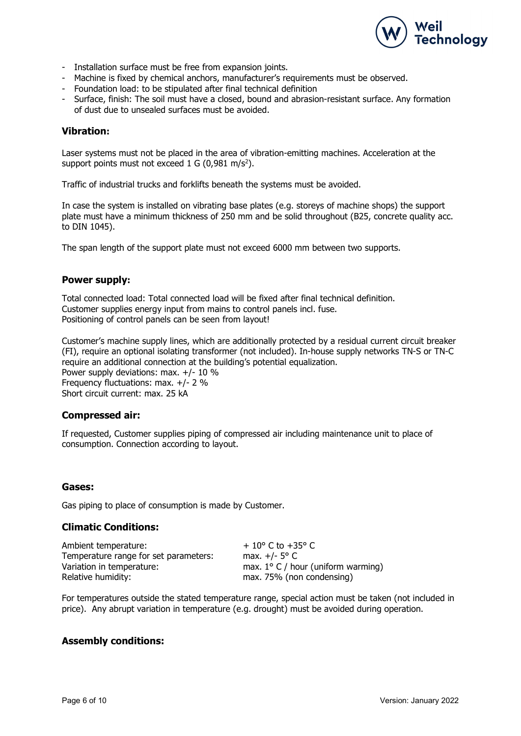- Installation surface must be free from expansion joints.
- Machine is fixed by chemical anchors, manufacturer's requirements must be observed.
- Foundation load: to be stipulated after final technical definition
- Surface, finish: The soil must have a closed, bound and abrasion-resistant surface. Any formation of dust due to unsealed surfaces must be avoided.

## Vibration:

Laser systems must not be placed in the area of vibration-emitting machines. Acceleration at the support points must not exceed 1 G (0,981 $m/s^2$).

Traffic of industrial trucks and forklifts beneath the systems must be avoided.

In case the system is installed on vibrating base plates (e.g. storeys of machine shops) the support plate must have a minimum thickness of 250 mm and be solid throughout (B25, concrete quality acc. to DIN 1045).

The span length of the support plate must not exceed 6000 mm between two supports.

## Power supply:

Total connected load: Total connected load will be fixed after final technical definition.
Customer supplies energy input from mains to control panels incl. fuse.
Positioning of control panels can be seen from layout!

Customer's machine supply lines, which are additionally protected by a residual current circuit breaker (FI), require an optional isolating transformer (not included). In-house supply networks TN-S or TN-C require an additional connection at the building's potential equalization.
Power supply deviations: max. +/- 10 %
Frequency fluctuations: max. +/- 2 %
Short circuit current: max. 25 kA

## Compressed air:

If requested, Customer supplies piping of compressed air including maintenance unit to place of consumption. Connection according to layout.

## Gases:

Gas piping to place of consumption is made by Customer.

## Climatic Conditions:

| | |
|---|---|
| Ambient temperature: | + 10° C to +35° C |
| Temperature range for set parameters: | max. +/- 5° C |
| Variation in temperature: | max. 1° C / hour (uniform warming) |
| Relative humidity: | max. 75% (non condensing) |

For temperatures outside the stated temperature range, special action must be taken (not included in price). Any abrupt variation in temperature (e.g. drought) must be avoided during operation.

## Assembly conditions: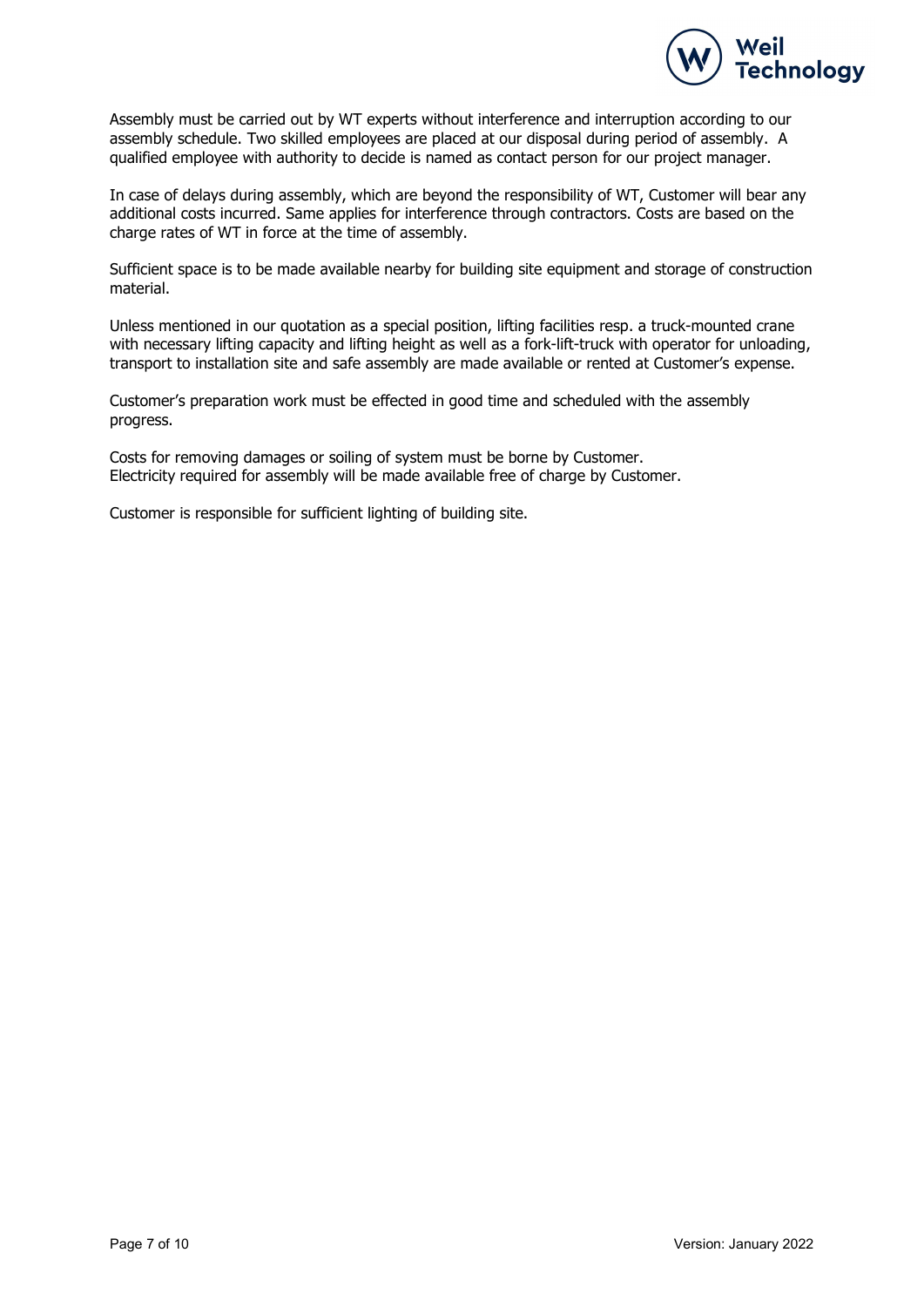Assembly must be carried out by WT experts without interference and interruption according to our assembly schedule. Two skilled employees are placed at our disposal during period of assembly. A qualified employee with authority to decide is named as contact person for our project manager.

In case of delays during assembly, which are beyond the responsibility of WT, Customer will bear any additional costs incurred. Same applies for interference through contractors. Costs are based on the charge rates of WT in force at the time of assembly.

Sufficient space is to be made available nearby for building site equipment and storage of construction material.

Unless mentioned in our quotation as a special position, lifting facilities resp. a truck-mounted crane with necessary lifting capacity and lifting height as well as a fork-lift-truck with operator for unloading, transport to installation site and safe assembly are made available or rented at Customer's expense.

Customer's preparation work must be effected in good time and scheduled with the assembly progress.

Costs for removing damages or soiling of system must be borne by Customer.
Electricity required for assembly will be made available free of charge by Customer.

Customer is responsible for sufficient lighting of building site.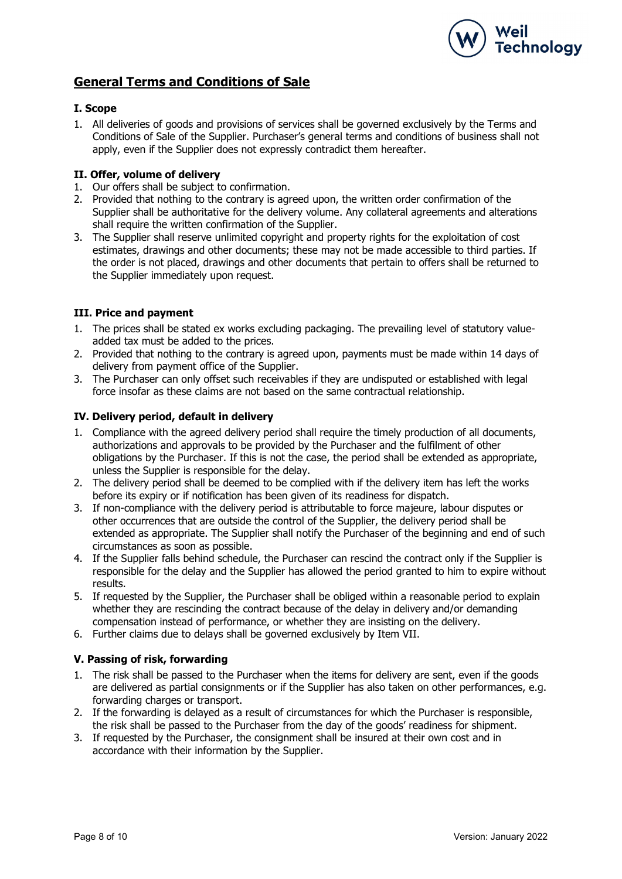## General Terms and Conditions of Sale

### I. Scope

1. All deliveries of goods and provisions of services shall be governed exclusively by the Terms and Conditions of Sale of the Supplier. Purchaser's general terms and conditions of business shall not apply, even if the Supplier does not expressly contradict them hereafter.

### II. Offer, volume of delivery

1. Our offers shall be subject to confirmation.
2. Provided that nothing to the contrary is agreed upon, the written order confirmation of the Supplier shall be authoritative for the delivery volume. Any collateral agreements and alterations shall require the written confirmation of the Supplier.
3. The Supplier shall reserve unlimited copyright and property rights for the exploitation of cost estimates, drawings and other documents; these may not be made accessible to third parties. If the order is not placed, drawings and other documents that pertain to offers shall be returned to the Supplier immediately upon request.

### III. Price and payment

1. The prices shall be stated ex works excluding packaging. The prevailing level of statutory value-added tax must be added to the prices.
2. Provided that nothing to the contrary is agreed upon, payments must be made within 14 days of delivery from payment office of the Supplier.
3. The Purchaser can only offset such receivables if they are undisputed or established with legal force insofar as these claims are not based on the same contractual relationship.

### IV. Delivery period, default in delivery

1. Compliance with the agreed delivery period shall require the timely production of all documents, authorizations and approvals to be provided by the Purchaser and the fulfilment of other obligations by the Purchaser. If this is not the case, the period shall be extended as appropriate, unless the Supplier is responsible for the delay.
2. The delivery period shall be deemed to be complied with if the delivery item has left the works before its expiry or if notification has been given of its readiness for dispatch.
3. If non-compliance with the delivery period is attributable to force majeure, labour disputes or other occurrences that are outside the control of the Supplier, the delivery period shall be extended as appropriate. The Supplier shall notify the Purchaser of the beginning and end of such circumstances as soon as possible.
4. If the Supplier falls behind schedule, the Purchaser can rescind the contract only if the Supplier is responsible for the delay and the Supplier has allowed the period granted to him to expire without results.
5. If requested by the Supplier, the Purchaser shall be obliged within a reasonable period to explain whether they are rescinding the contract because of the delay in delivery and/or demanding compensation instead of performance, or whether they are insisting on the delivery.
6. Further claims due to delays shall be governed exclusively by Item VII.

### V. Passing of risk, forwarding

1. The risk shall be passed to the Purchaser when the items for delivery are sent, even if the goods are delivered as partial consignments or if the Supplier has also taken on other performances, e.g. forwarding charges or transport.
2. If the forwarding is delayed as a result of circumstances for which the Purchaser is responsible, the risk shall be passed to the Purchaser from the day of the goods' readiness for shipment.
3. If requested by the Purchaser, the consignment shall be insured at their own cost and in accordance with their information by the Supplier.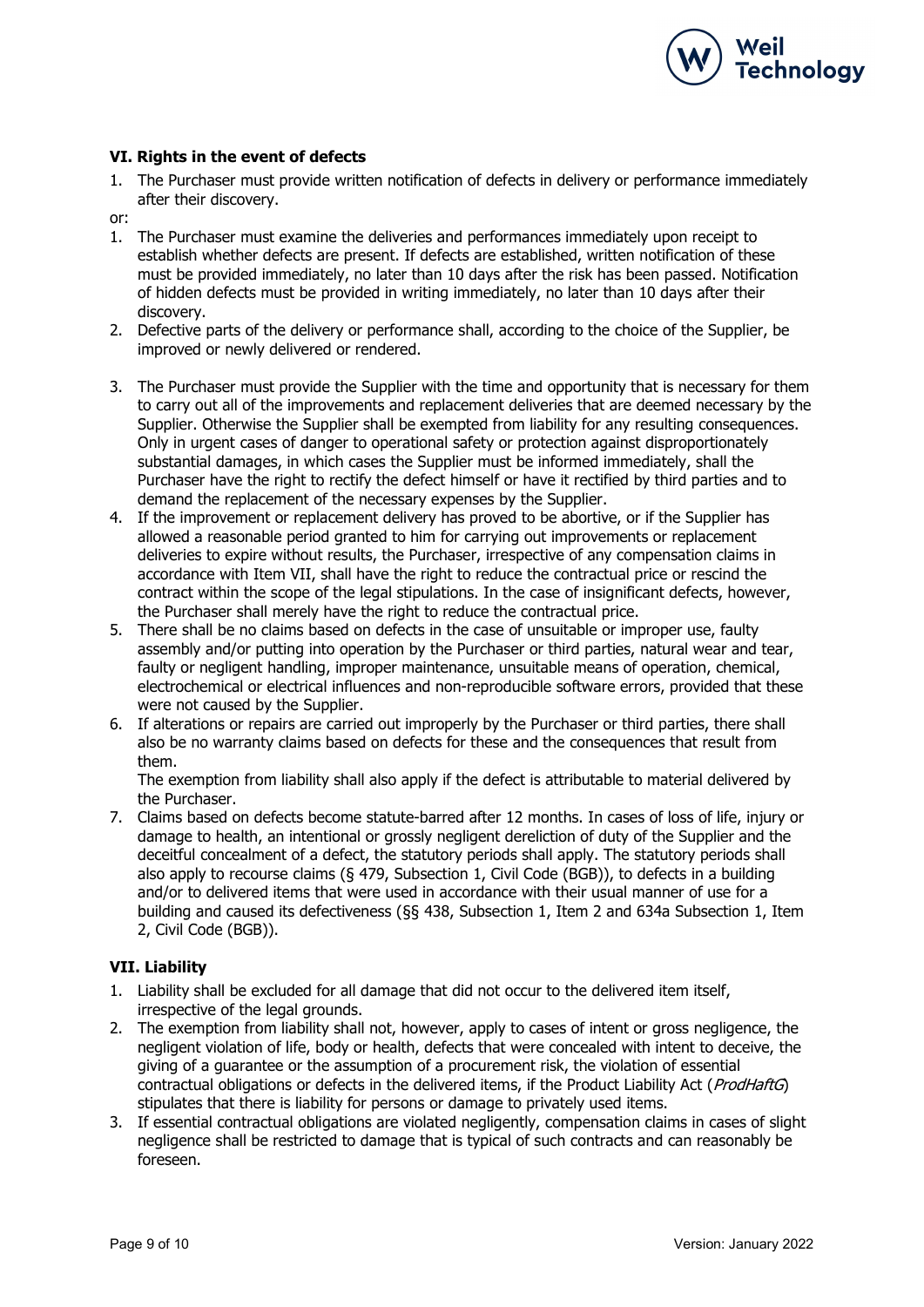## VI. Rights in the event of defects

1. The Purchaser must provide written notification of defects in delivery or performance immediately after their discovery.

or:

1. The Purchaser must examine the deliveries and performances immediately upon receipt to establish whether defects are present. If defects are established, written notification of these must be provided immediately, no later than 10 days after the risk has been passed. Notification of hidden defects must be provided in writing immediately, no later than 10 days after their discovery.
2. Defective parts of the delivery or performance shall, according to the choice of the Supplier, be improved or newly delivered or rendered.
3. The Purchaser must provide the Supplier with the time and opportunity that is necessary for them to carry out all of the improvements and replacement deliveries that are deemed necessary by the Supplier. Otherwise the Supplier shall be exempted from liability for any resulting consequences. Only in urgent cases of danger to operational safety or protection against disproportionately substantial damages, in which cases the Supplier must be informed immediately, shall the Purchaser have the right to rectify the defect himself or have it rectified by third parties and to demand the replacement of the necessary expenses by the Supplier.
4. If the improvement or replacement delivery has proved to be abortive, or if the Supplier has allowed a reasonable period granted to him for carrying out improvements or replacement deliveries to expire without results, the Purchaser, irrespective of any compensation claims in accordance with Item VII, shall have the right to reduce the contractual price or rescind the contract within the scope of the legal stipulations. In the case of insignificant defects, however, the Purchaser shall merely have the right to reduce the contractual price.
5. There shall be no claims based on defects in the case of unsuitable or improper use, faulty assembly and/or putting into operation by the Purchaser or third parties, natural wear and tear, faulty or negligent handling, improper maintenance, unsuitable means of operation, chemical, electrochemical or electrical influences and non-reproducible software errors, provided that these were not caused by the Supplier.
6. If alterations or repairs are carried out improperly by the Purchaser or third parties, there shall also be no warranty claims based on defects for these and the consequences that result from them.
   The exemption from liability shall also apply if the defect is attributable to material delivered by the Purchaser.
7. Claims based on defects become statute-barred after 12 months. In cases of loss of life, injury or damage to health, an intentional or grossly negligent dereliction of duty of the Supplier and the deceitful concealment of a defect, the statutory periods shall apply. The statutory periods shall also apply to recourse claims (§ 479, Subsection 1, Civil Code (BGB)), to defects in a building and/or to delivered items that were used in accordance with their usual manner of use for a building and caused its defectiveness (§§ 438, Subsection 1, Item 2 and 634a Subsection 1, Item 2, Civil Code (BGB)).

## VII. Liability

1. Liability shall be excluded for all damage that did not occur to the delivered item itself, irrespective of the legal grounds.
2. The exemption from liability shall not, however, apply to cases of intent or gross negligence, the negligent violation of life, body or health, defects that were concealed with intent to deceive, the giving of a guarantee or the assumption of a procurement risk, the violation of essential contractual obligations or defects in the delivered items, if the Product Liability Act (*ProdHaftG*) stipulates that there is liability for persons or damage to privately used items.
3. If essential contractual obligations are violated negligently, compensation claims in cases of slight negligence shall be restricted to damage that is typical of such contracts and can reasonably be foreseen.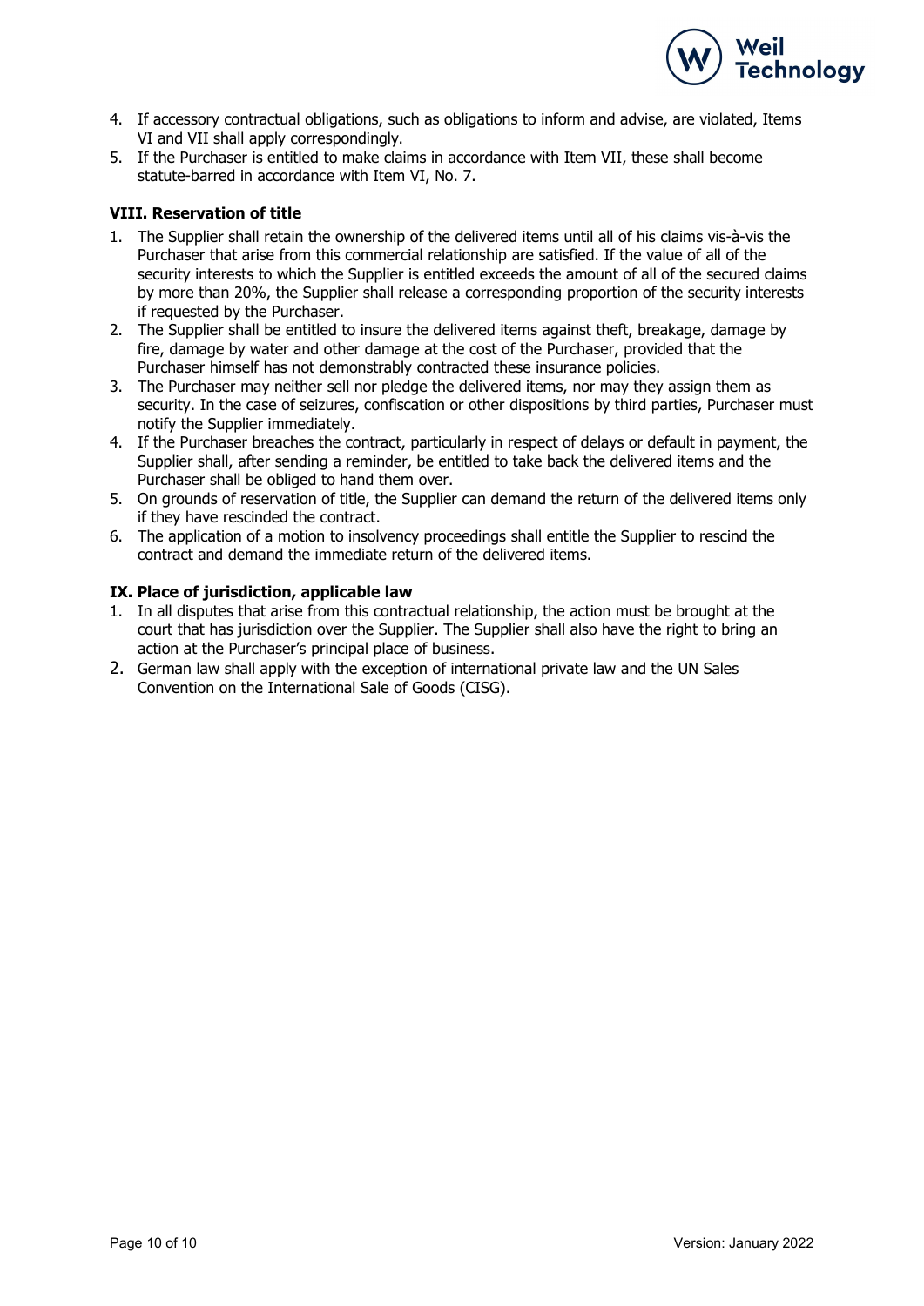4. If accessory contractual obligations, such as obligations to inform and advise, are violated, Items VI and VII shall apply correspondingly.
5. If the Purchaser is entitled to make claims in accordance with Item VII, these shall become statute-barred in accordance with Item VI, No. 7.

**VIII. Reservation of title**

1. The Supplier shall retain the ownership of the delivered items until all of his claims vis-à-vis the Purchaser that arise from this commercial relationship are satisfied. If the value of all of the security interests to which the Supplier is entitled exceeds the amount of all of the secured claims by more than 20%, the Supplier shall release a corresponding proportion of the security interests if requested by the Purchaser.
2. The Supplier shall be entitled to insure the delivered items against theft, breakage, damage by fire, damage by water and other damage at the cost of the Purchaser, provided that the Purchaser himself has not demonstrably contracted these insurance policies.
3. The Purchaser may neither sell nor pledge the delivered items, nor may they assign them as security. In the case of seizures, confiscation or other dispositions by third parties, Purchaser must notify the Supplier immediately.
4. If the Purchaser breaches the contract, particularly in respect of delays or default in payment, the Supplier shall, after sending a reminder, be entitled to take back the delivered items and the Purchaser shall be obliged to hand them over.
5. On grounds of reservation of title, the Supplier can demand the return of the delivered items only if they have rescinded the contract.
6. The application of a motion to insolvency proceedings shall entitle the Supplier to rescind the contract and demand the immediate return of the delivered items.

**IX. Place of jurisdiction, applicable law**

1. In all disputes that arise from this contractual relationship, the action must be brought at the court that has jurisdiction over the Supplier. The Supplier shall also have the right to bring an action at the Purchaser's principal place of business.
2. German law shall apply with the exception of international private law and the UN Sales Convention on the International Sale of Goods (CISG).